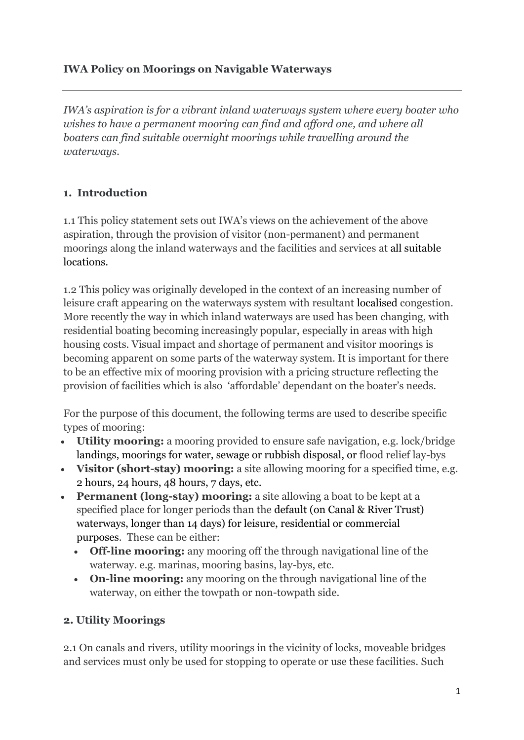**IWA Policy on Moorings on Navigable Waterways**

---

*IWA's aspiration is for a vibrant inland waterways system where every boater who wishes to have a permanent mooring can find and afford one, and where all boaters can find suitable overnight moorings while travelling around the waterways.*

## 1. Introduction

1.1 This policy statement sets out IWA's views on the achievement of the above aspiration, through the provision of visitor (non-permanent) and permanent moorings along the inland waterways and the facilities and services at all suitable locations.

1.2 This policy was originally developed in the context of an increasing number of leisure craft appearing on the waterways system with resultant localised congestion. More recently the way in which inland waterways are used has been changing, with residential boating becoming increasingly popular, especially in areas with high housing costs. Visual impact and shortage of permanent and visitor moorings is becoming apparent on some parts of the waterway system. It is important for there to be an effective mix of mooring provision with a pricing structure reflecting the provision of facilities which is also 'affordable' dependant on the boater's needs.

For the purpose of this document, the following terms are used to describe specific types of mooring:

- **Utility mooring:** a mooring provided to ensure safe navigation, e.g. lock/bridge landings, moorings for water, sewage or rubbish disposal, or flood relief lay-bys
- **Visitor (short-stay) mooring:** a site allowing mooring for a specified time, e.g. 2 hours, 24 hours, 48 hours, 7 days, etc.
- **Permanent (long-stay) mooring:** a site allowing a boat to be kept at a specified place for longer periods than the default (on Canal & River Trust) waterways, longer than 14 days) for leisure, residential or commercial purposes. These can be either:
  - **Off-line mooring:** any mooring off the through navigational line of the waterway. e.g. marinas, mooring basins, lay-bys, etc.
  - **On-line mooring:** any mooring on the through navigational line of the waterway, on either the towpath or non-towpath side.

## 2. Utility Moorings

2.1 On canals and rivers, utility moorings in the vicinity of locks, moveable bridges and services must only be used for stopping to operate or use these facilities. Such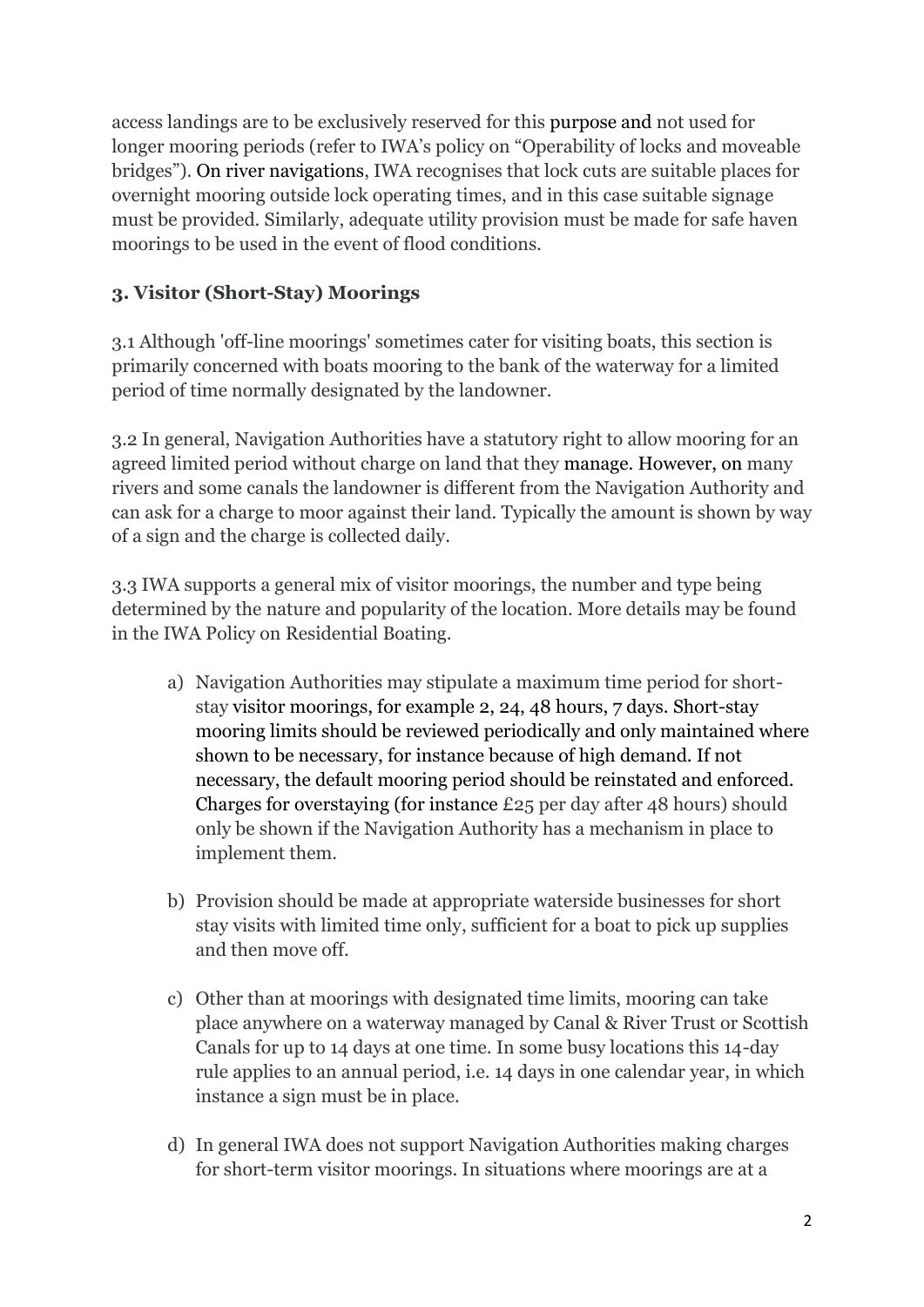access landings are to be exclusively reserved for this purpose and not used for longer mooring periods (refer to IWA's policy on "Operability of locks and moveable bridges"). On river navigations, IWA recognises that lock cuts are suitable places for overnight mooring outside lock operating times, and in this case suitable signage must be provided. Similarly, adequate utility provision must be made for safe haven moorings to be used in the event of flood conditions.

### 3. Visitor (Short-Stay) Moorings

3.1 Although 'off-line moorings' sometimes cater for visiting boats, this section is primarily concerned with boats mooring to the bank of the waterway for a limited period of time normally designated by the landowner.

3.2 In general, Navigation Authorities have a statutory right to allow mooring for an agreed limited period without charge on land that they manage. However, on many rivers and some canals the landowner is different from the Navigation Authority and can ask for a charge to moor against their land. Typically the amount is shown by way of a sign and the charge is collected daily.

3.3 IWA supports a general mix of visitor moorings, the number and type being determined by the nature and popularity of the location. More details may be found in the IWA Policy on Residential Boating.

a) Navigation Authorities may stipulate a maximum time period for short-stay visitor moorings, for example 2, 24, 48 hours, 7 days. Short-stay mooring limits should be reviewed periodically and only maintained where shown to be necessary, for instance because of high demand. If not necessary, the default mooring period should be reinstated and enforced. Charges for overstaying (for instance £25 per day after 48 hours) should only be shown if the Navigation Authority has a mechanism in place to implement them.

b) Provision should be made at appropriate waterside businesses for short stay visits with limited time only, sufficient for a boat to pick up supplies and then move off.

c) Other than at moorings with designated time limits, mooring can take place anywhere on a waterway managed by Canal & River Trust or Scottish Canals for up to 14 days at one time. In some busy locations this 14-day rule applies to an annual period, i.e. 14 days in one calendar year, in which instance a sign must be in place.

d) In general IWA does not support Navigation Authorities making charges for short-term visitor moorings. In situations where moorings are at a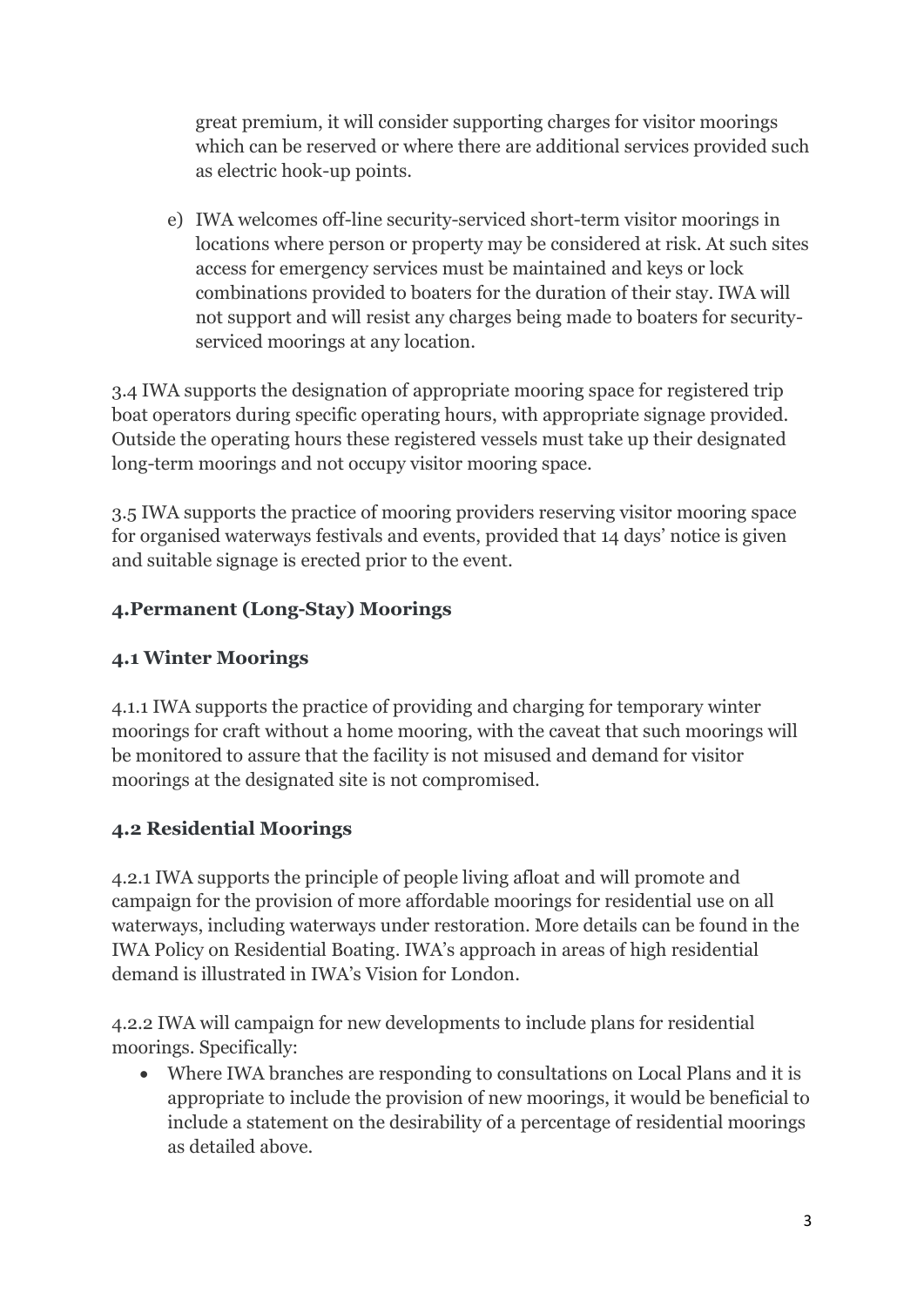great premium, it will consider supporting charges for visitor moorings which can be reserved or where there are additional services provided such as electric hook-up points.

e) IWA welcomes off-line security-serviced short-term visitor moorings in locations where person or property may be considered at risk. At such sites access for emergency services must be maintained and keys or lock combinations provided to boaters for the duration of their stay. IWA will not support and will resist any charges being made to boaters for security-serviced moorings at any location.

3.4 IWA supports the designation of appropriate mooring space for registered trip boat operators during specific operating hours, with appropriate signage provided. Outside the operating hours these registered vessels must take up their designated long-term moorings and not occupy visitor mooring space.

3.5 IWA supports the practice of mooring providers reserving visitor mooring space for organised waterways festivals and events, provided that 14 days' notice is given and suitable signage is erected prior to the event.

## 4.Permanent (Long-Stay) Moorings

### 4.1 Winter Moorings

4.1.1 IWA supports the practice of providing and charging for temporary winter moorings for craft without a home mooring, with the caveat that such moorings will be monitored to assure that the facility is not misused and demand for visitor moorings at the designated site is not compromised.

### 4.2 Residential Moorings

4.2.1 IWA supports the principle of people living afloat and will promote and campaign for the provision of more affordable moorings for residential use on all waterways, including waterways under restoration. More details can be found in the IWA Policy on Residential Boating. IWA's approach in areas of high residential demand is illustrated in IWA's Vision for London.

4.2.2 IWA will campaign for new developments to include plans for residential moorings. Specifically:

- Where IWA branches are responding to consultations on Local Plans and it is appropriate to include the provision of new moorings, it would be beneficial to include a statement on the desirability of a percentage of residential moorings as detailed above.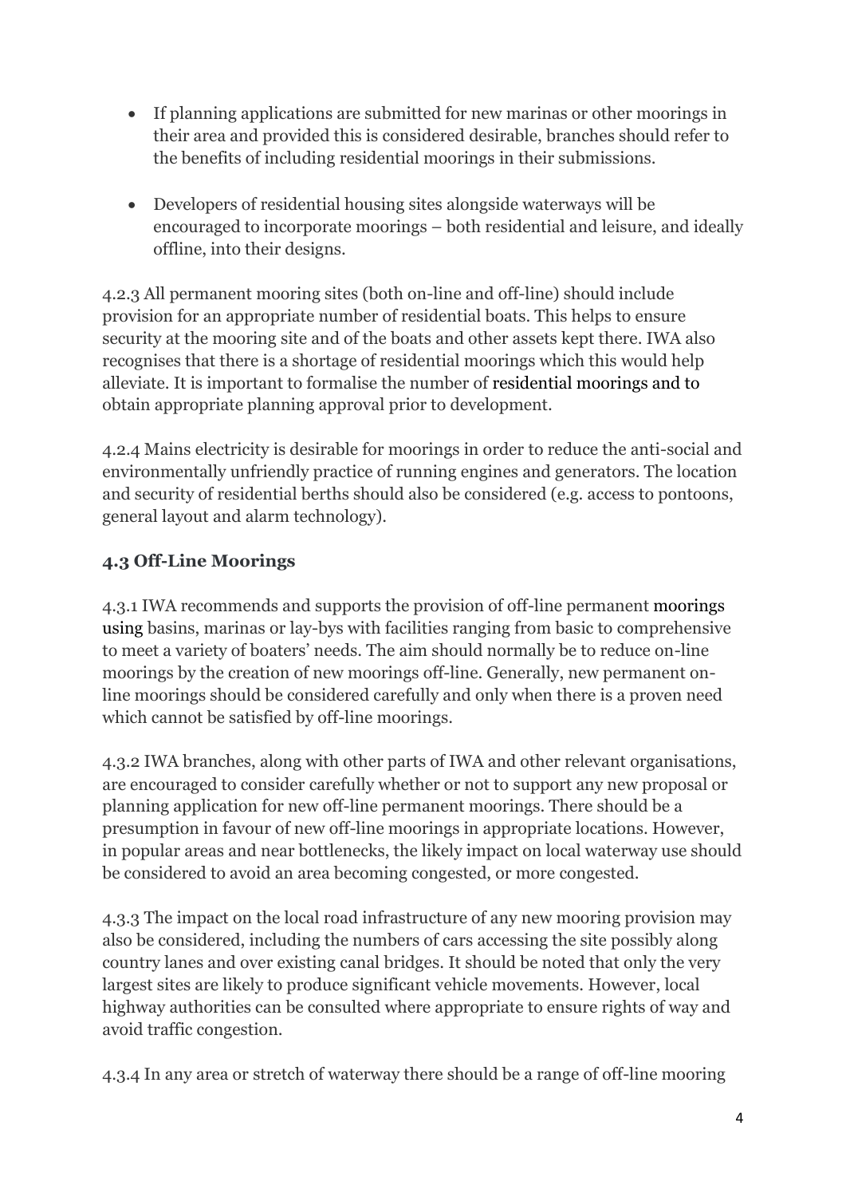- If planning applications are submitted for new marinas or other moorings in their area and provided this is considered desirable, branches should refer to the benefits of including residential moorings in their submissions.

- Developers of residential housing sites alongside waterways will be encouraged to incorporate moorings – both residential and leisure, and ideally offline, into their designs.

4.2.3 All permanent mooring sites (both on-line and off-line) should include provision for an appropriate number of residential boats. This helps to ensure security at the mooring site and of the boats and other assets kept there. IWA also recognises that there is a shortage of residential moorings which this would help alleviate. It is important to formalise the number of residential moorings and to obtain appropriate planning approval prior to development.

4.2.4 Mains electricity is desirable for moorings in order to reduce the anti-social and environmentally unfriendly practice of running engines and generators. The location and security of residential berths should also be considered (e.g. access to pontoons, general layout and alarm technology).

### 4.3 Off-Line Moorings

4.3.1 IWA recommends and supports the provision of off-line permanent moorings using basins, marinas or lay-bys with facilities ranging from basic to comprehensive to meet a variety of boaters' needs. The aim should normally be to reduce on-line moorings by the creation of new moorings off-line. Generally, new permanent on-line moorings should be considered carefully and only when there is a proven need which cannot be satisfied by off-line moorings.

4.3.2 IWA branches, along with other parts of IWA and other relevant organisations, are encouraged to consider carefully whether or not to support any new proposal or planning application for new off-line permanent moorings. There should be a presumption in favour of new off-line moorings in appropriate locations. However, in popular areas and near bottlenecks, the likely impact on local waterway use should be considered to avoid an area becoming congested, or more congested.

4.3.3 The impact on the local road infrastructure of any new mooring provision may also be considered, including the numbers of cars accessing the site possibly along country lanes and over existing canal bridges. It should be noted that only the very largest sites are likely to produce significant vehicle movements. However, local highway authorities can be consulted where appropriate to ensure rights of way and avoid traffic congestion.

4.3.4 In any area or stretch of waterway there should be a range of off-line mooring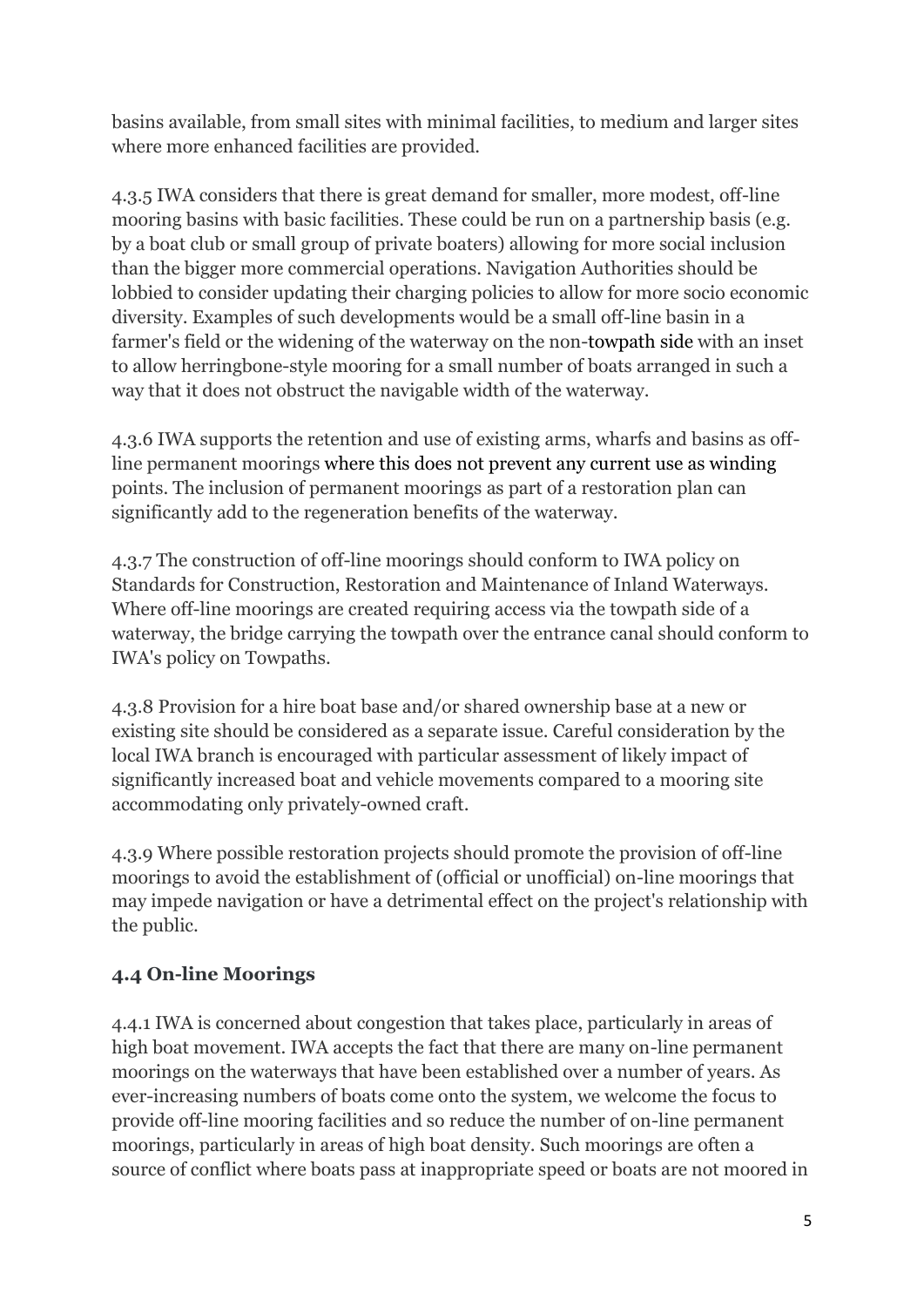basins available, from small sites with minimal facilities, to medium and larger sites where more enhanced facilities are provided.

4.3.5 IWA considers that there is great demand for smaller, more modest, off-line mooring basins with basic facilities. These could be run on a partnership basis (e.g. by a boat club or small group of private boaters) allowing for more social inclusion than the bigger more commercial operations. Navigation Authorities should be lobbied to consider updating their charging policies to allow for more socio economic diversity. Examples of such developments would be a small off-line basin in a farmer's field or the widening of the waterway on the non-towpath side with an inset to allow herringbone-style mooring for a small number of boats arranged in such a way that it does not obstruct the navigable width of the waterway.

4.3.6 IWA supports the retention and use of existing arms, wharfs and basins as off-line permanent moorings where this does not prevent any current use as winding points. The inclusion of permanent moorings as part of a restoration plan can significantly add to the regeneration benefits of the waterway.

4.3.7 The construction of off-line moorings should conform to IWA policy on Standards for Construction, Restoration and Maintenance of Inland Waterways. Where off-line moorings are created requiring access via the towpath side of a waterway, the bridge carrying the towpath over the entrance canal should conform to IWA's policy on Towpaths.

4.3.8 Provision for a hire boat base and/or shared ownership base at a new or existing site should be considered as a separate issue. Careful consideration by the local IWA branch is encouraged with particular assessment of likely impact of significantly increased boat and vehicle movements compared to a mooring site accommodating only privately-owned craft.

4.3.9 Where possible restoration projects should promote the provision of off-line moorings to avoid the establishment of (official or unofficial) on-line moorings that may impede navigation or have a detrimental effect on the project's relationship with the public.

### 4.4 On-line Moorings

4.4.1 IWA is concerned about congestion that takes place, particularly in areas of high boat movement. IWA accepts the fact that there are many on-line permanent moorings on the waterways that have been established over a number of years. As ever-increasing numbers of boats come onto the system, we welcome the focus to provide off-line mooring facilities and so reduce the number of on-line permanent moorings, particularly in areas of high boat density. Such moorings are often a source of conflict where boats pass at inappropriate speed or boats are not moored in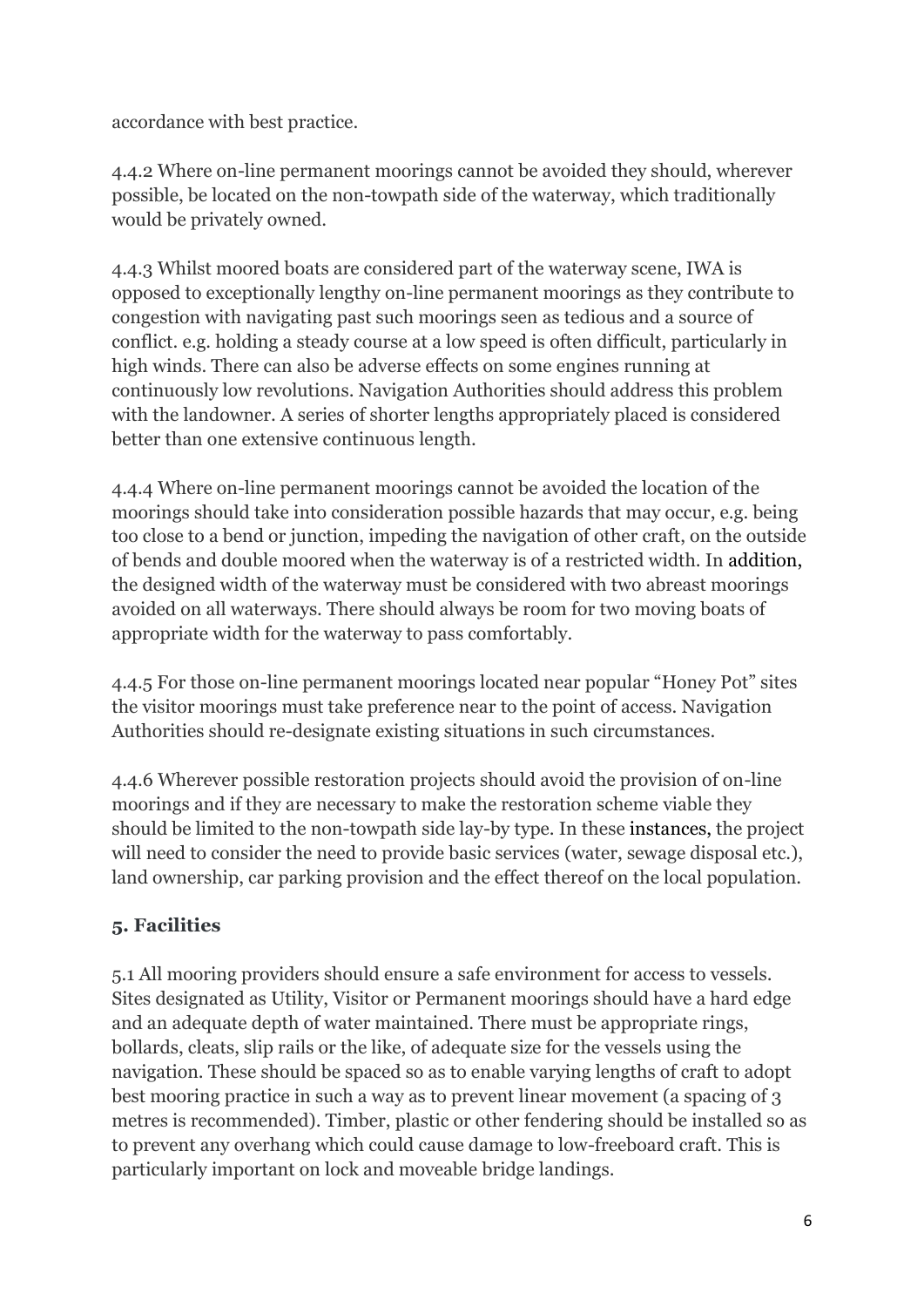accordance with best practice.

4.4.2 Where on-line permanent moorings cannot be avoided they should, wherever possible, be located on the non-towpath side of the waterway, which traditionally would be privately owned.

4.4.3 Whilst moored boats are considered part of the waterway scene, IWA is opposed to exceptionally lengthy on-line permanent moorings as they contribute to congestion with navigating past such moorings seen as tedious and a source of conflict. e.g. holding a steady course at a low speed is often difficult, particularly in high winds. There can also be adverse effects on some engines running at continuously low revolutions. Navigation Authorities should address this problem with the landowner. A series of shorter lengths appropriately placed is considered better than one extensive continuous length.

4.4.4 Where on-line permanent moorings cannot be avoided the location of the moorings should take into consideration possible hazards that may occur, e.g. being too close to a bend or junction, impeding the navigation of other craft, on the outside of bends and double moored when the waterway is of a restricted width. In addition, the designed width of the waterway must be considered with two abreast moorings avoided on all waterways. There should always be room for two moving boats of appropriate width for the waterway to pass comfortably.

4.4.5 For those on-line permanent moorings located near popular "Honey Pot" sites the visitor moorings must take preference near to the point of access. Navigation Authorities should re-designate existing situations in such circumstances.

4.4.6 Wherever possible restoration projects should avoid the provision of on-line moorings and if they are necessary to make the restoration scheme viable they should be limited to the non-towpath side lay-by type. In these instances, the project will need to consider the need to provide basic services (water, sewage disposal etc.), land ownership, car parking provision and the effect thereof on the local population.

## 5. Facilities

5.1 All mooring providers should ensure a safe environment for access to vessels. Sites designated as Utility, Visitor or Permanent moorings should have a hard edge and an adequate depth of water maintained. There must be appropriate rings, bollards, cleats, slip rails or the like, of adequate size for the vessels using the navigation. These should be spaced so as to enable varying lengths of craft to adopt best mooring practice in such a way as to prevent linear movement (a spacing of 3 metres is recommended). Timber, plastic or other fendering should be installed so as to prevent any overhang which could cause damage to low-freeboard craft. This is particularly important on lock and moveable bridge landings.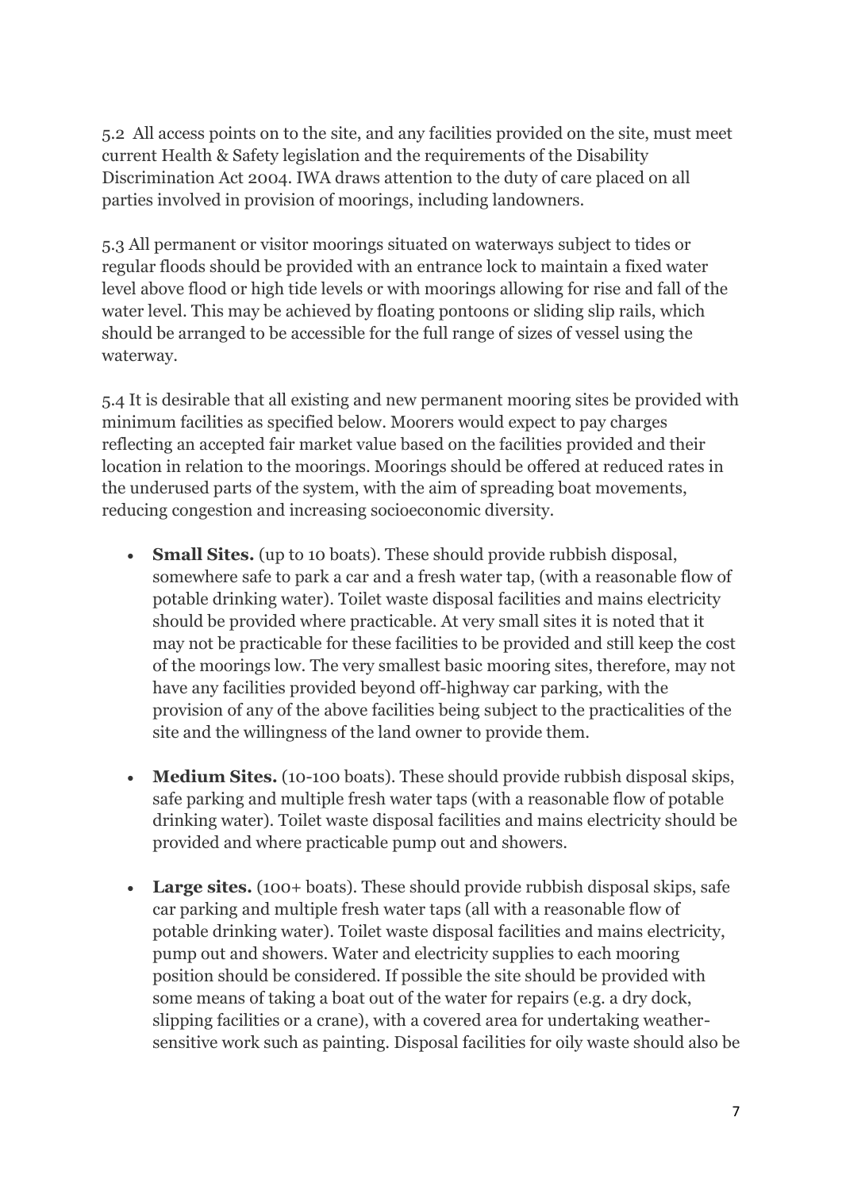5.2 All access points on to the site, and any facilities provided on the site, must meet current Health & Safety legislation and the requirements of the Disability Discrimination Act 2004. IWA draws attention to the duty of care placed on all parties involved in provision of moorings, including landowners.

5.3 All permanent or visitor moorings situated on waterways subject to tides or regular floods should be provided with an entrance lock to maintain a fixed water level above flood or high tide levels or with moorings allowing for rise and fall of the water level. This may be achieved by floating pontoons or sliding slip rails, which should be arranged to be accessible for the full range of sizes of vessel using the waterway.

5.4 It is desirable that all existing and new permanent mooring sites be provided with minimum facilities as specified below. Moorers would expect to pay charges reflecting an accepted fair market value based on the facilities provided and their location in relation to the moorings. Moorings should be offered at reduced rates in the underused parts of the system, with the aim of spreading boat movements, reducing congestion and increasing socioeconomic diversity.

- **Small Sites.** (up to 10 boats). These should provide rubbish disposal, somewhere safe to park a car and a fresh water tap, (with a reasonable flow of potable drinking water). Toilet waste disposal facilities and mains electricity should be provided where practicable. At very small sites it is noted that it may not be practicable for these facilities to be provided and still keep the cost of the moorings low. The very smallest basic mooring sites, therefore, may not have any facilities provided beyond off-highway car parking, with the provision of any of the above facilities being subject to the practicalities of the site and the willingness of the land owner to provide them.

- **Medium Sites.** (10-100 boats). These should provide rubbish disposal skips, safe parking and multiple fresh water taps (with a reasonable flow of potable drinking water). Toilet waste disposal facilities and mains electricity should be provided and where practicable pump out and showers.

- **Large sites.** (100+ boats). These should provide rubbish disposal skips, safe car parking and multiple fresh water taps (all with a reasonable flow of potable drinking water). Toilet waste disposal facilities and mains electricity, pump out and showers. Water and electricity supplies to each mooring position should be considered. If possible the site should be provided with some means of taking a boat out of the water for repairs (e.g. a dry dock, slipping facilities or a crane), with a covered area for undertaking weather-sensitive work such as painting. Disposal facilities for oily waste should also be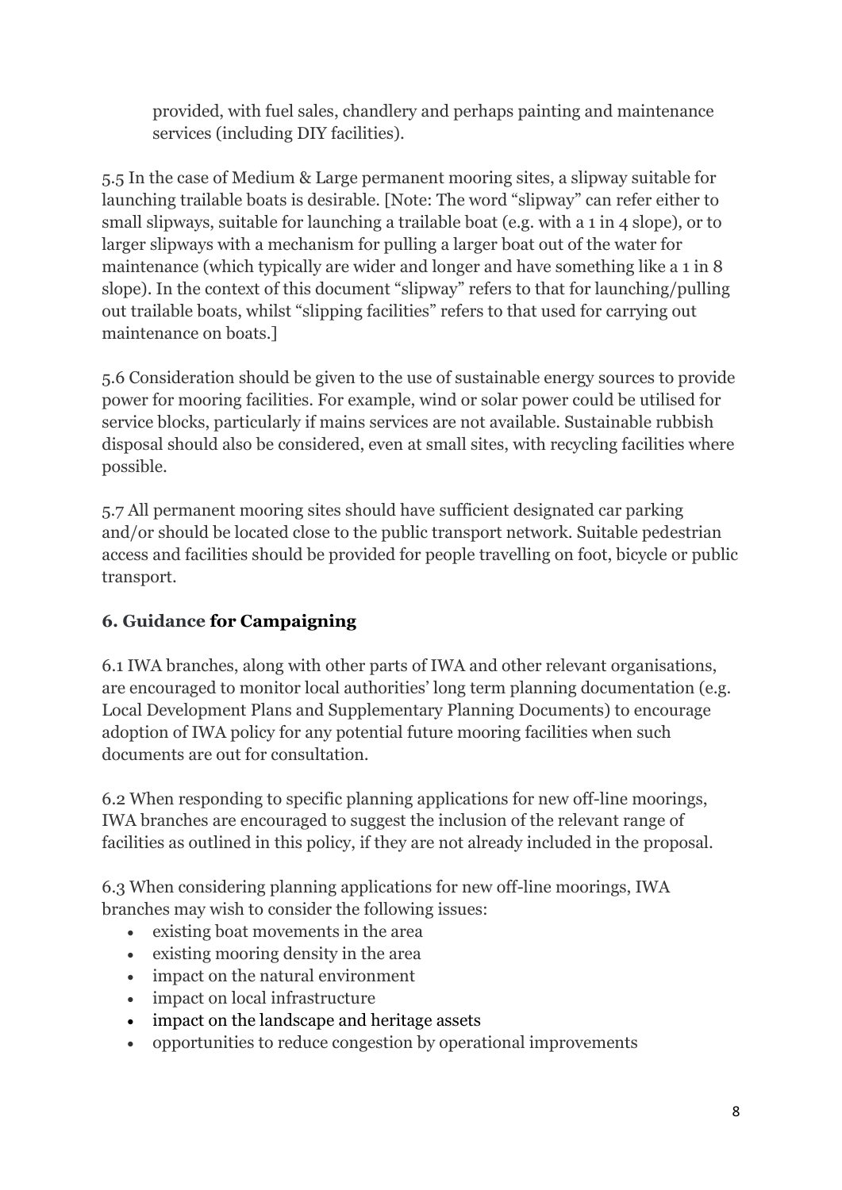provided, with fuel sales, chandlery and perhaps painting and maintenance services (including DIY facilities).

5.5 In the case of Medium & Large permanent mooring sites, a slipway suitable for launching trailable boats is desirable. [Note: The word "slipway" can refer either to small slipways, suitable for launching a trailable boat (e.g. with a 1 in 4 slope), or to larger slipways with a mechanism for pulling a larger boat out of the water for maintenance (which typically are wider and longer and have something like a 1 in 8 slope). In the context of this document "slipway" refers to that for launching/pulling out trailable boats, whilst "slipping facilities" refers to that used for carrying out maintenance on boats.]

5.6 Consideration should be given to the use of sustainable energy sources to provide power for mooring facilities. For example, wind or solar power could be utilised for service blocks, particularly if mains services are not available. Sustainable rubbish disposal should also be considered, even at small sites, with recycling facilities where possible.

5.7 All permanent mooring sites should have sufficient designated car parking and/or should be located close to the public transport network. Suitable pedestrian access and facilities should be provided for people travelling on foot, bicycle or public transport.

## 6. Guidance for Campaigning

6.1 IWA branches, along with other parts of IWA and other relevant organisations, are encouraged to monitor local authorities' long term planning documentation (e.g. Local Development Plans and Supplementary Planning Documents) to encourage adoption of IWA policy for any potential future mooring facilities when such documents are out for consultation.

6.2 When responding to specific planning applications for new off-line moorings, IWA branches are encouraged to suggest the inclusion of the relevant range of facilities as outlined in this policy, if they are not already included in the proposal.

6.3 When considering planning applications for new off-line moorings, IWA branches may wish to consider the following issues:

- existing boat movements in the area
- existing mooring density in the area
- impact on the natural environment
- impact on local infrastructure
- impact on the landscape and heritage assets
- opportunities to reduce congestion by operational improvements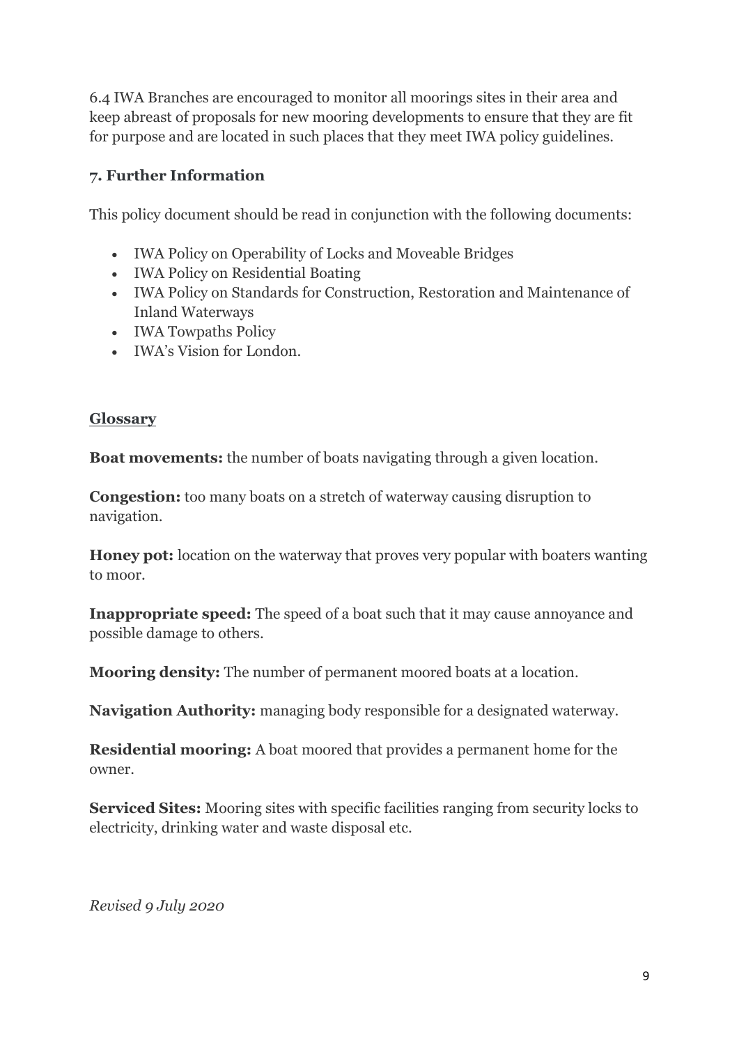6.4 IWA Branches are encouraged to monitor all moorings sites in their area and keep abreast of proposals for new mooring developments to ensure that they are fit for purpose and are located in such places that they meet IWA policy guidelines.

## 7. Further Information

This policy document should be read in conjunction with the following documents:

- IWA Policy on Operability of Locks and Moveable Bridges
- IWA Policy on Residential Boating
- IWA Policy on Standards for Construction, Restoration and Maintenance of Inland Waterways
- IWA Towpaths Policy
- IWA's Vision for London.

## Glossary

**Boat movements:** the number of boats navigating through a given location.

**Congestion:** too many boats on a stretch of waterway causing disruption to navigation.

**Honey pot:** location on the waterway that proves very popular with boaters wanting to moor.

**Inappropriate speed:** The speed of a boat such that it may cause annoyance and possible damage to others.

**Mooring density:** The number of permanent moored boats at a location.

**Navigation Authority:** managing body responsible for a designated waterway.

**Residential mooring:** A boat moored that provides a permanent home for the owner.

**Serviced Sites:** Mooring sites with specific facilities ranging from security locks to electricity, drinking water and waste disposal etc.

*Revised 9 July 2020*